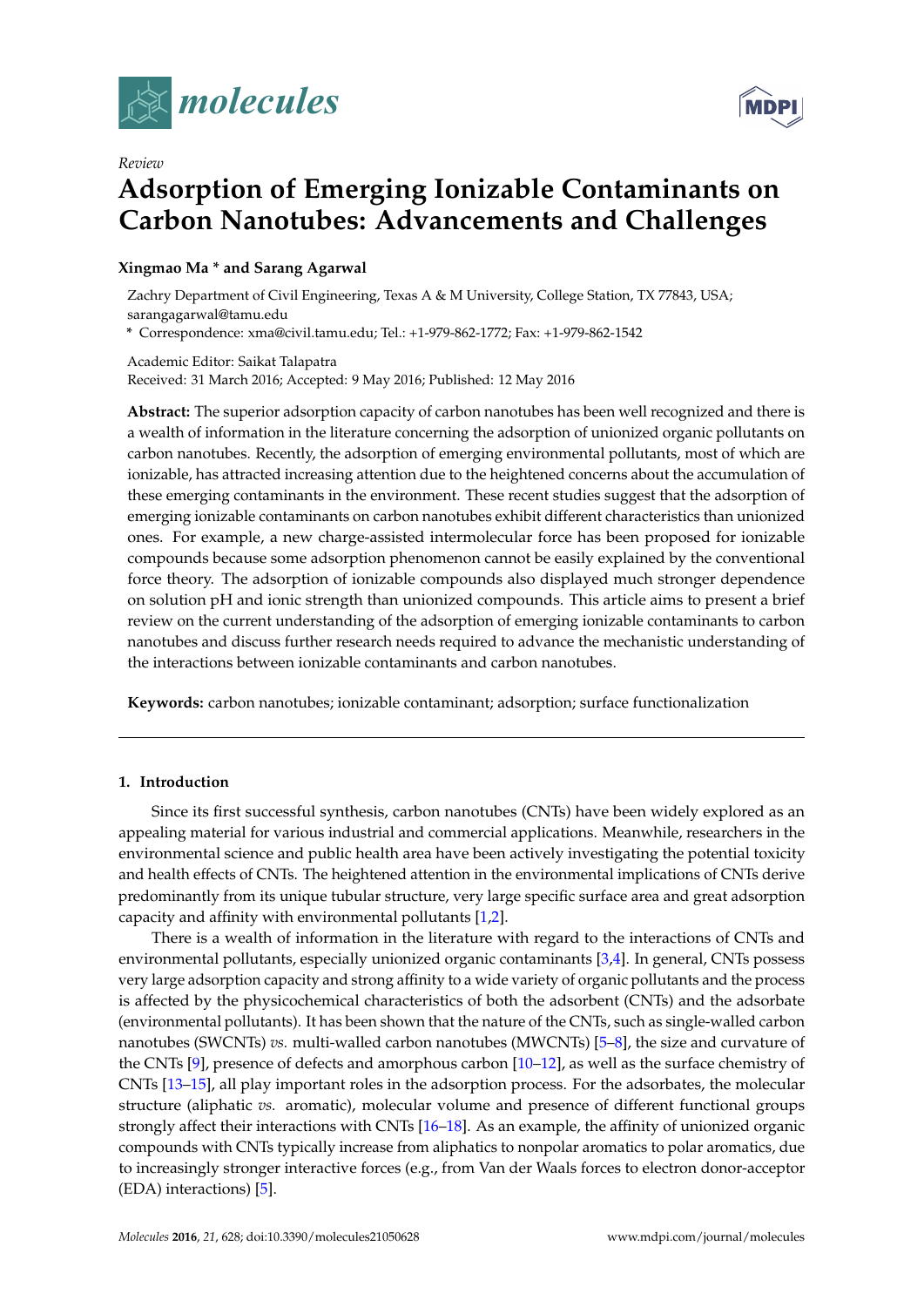*Review*

# Adsorption of Emerging Ionizable Contaminants on Carbon Nanotubes: Advancements and Challenges

**Xingmao Ma \* and Sarang Agarwal**

Zachry Department of Civil Engineering, Texas A & M University, College Station, TX 77843, USA; sarangagarwal@tamu.edu

\* Correspondence: xma@civil.tamu.edu; Tel.: +1-979-862-1772; Fax: +1-979-862-1542

Academic Editor: Saikat Talapatra

Received: 31 March 2016; Accepted: 9 May 2016; Published: 12 May 2016

**Abstract:** The superior adsorption capacity of carbon nanotubes has been well recognized and there is a wealth of information in the literature concerning the adsorption of unionized organic pollutants on carbon nanotubes. Recently, the adsorption of emerging environmental pollutants, most of which are ionizable, has attracted increasing attention due to the heightened concerns about the accumulation of these emerging contaminants in the environment. These recent studies suggest that the adsorption of emerging ionizable contaminants on carbon nanotubes exhibit different characteristics than unionized ones. For example, a new charge-assisted intermolecular force has been proposed for ionizable compounds because some adsorption phenomenon cannot be easily explained by the conventional force theory. The adsorption of ionizable compounds also displayed much stronger dependence on solution pH and ionic strength than unionized compounds. This article aims to present a brief review on the current understanding of the adsorption of emerging ionizable contaminants to carbon nanotubes and discuss further research needs required to advance the mechanistic understanding of the interactions between ionizable contaminants and carbon nanotubes.

**Keywords:** carbon nanotubes; ionizable contaminant; adsorption; surface functionalization

## 1. Introduction

Since its first successful synthesis, carbon nanotubes (CNTs) have been widely explored as an appealing material for various industrial and commercial applications. Meanwhile, researchers in the environmental science and public health area have been actively investigating the potential toxicity and health effects of CNTs. The heightened attention in the environmental implications of CNTs derive predominantly from its unique tubular structure, very large specific surface area and great adsorption capacity and affinity with environmental pollutants [1,2].

There is a wealth of information in the literature with regard to the interactions of CNTs and environmental pollutants, especially unionized organic contaminants [3,4]. In general, CNTs possess very large adsorption capacity and strong affinity to a wide variety of organic pollutants and the process is affected by the physicochemical characteristics of both the adsorbent (CNTs) and the adsorbate (environmental pollutants). It has been shown that the nature of the CNTs, such as single-walled carbon nanotubes (SWCNTs) *vs.* multi-walled carbon nanotubes (MWCNTs) [5–8], the size and curvature of the CNTs [9], presence of defects and amorphous carbon [10–12], as well as the surface chemistry of CNTs [13–15], all play important roles in the adsorption process. For the adsorbates, the molecular structure (aliphatic *vs.* aromatic), molecular volume and presence of different functional groups strongly affect their interactions with CNTs [16–18]. As an example, the affinity of unionized organic compounds with CNTs typically increase from aliphatics to nonpolar aromatics to polar aromatics, due to increasingly stronger interactive forces (e.g., from Van der Waals forces to electron donor-acceptor (EDA) interactions) [5].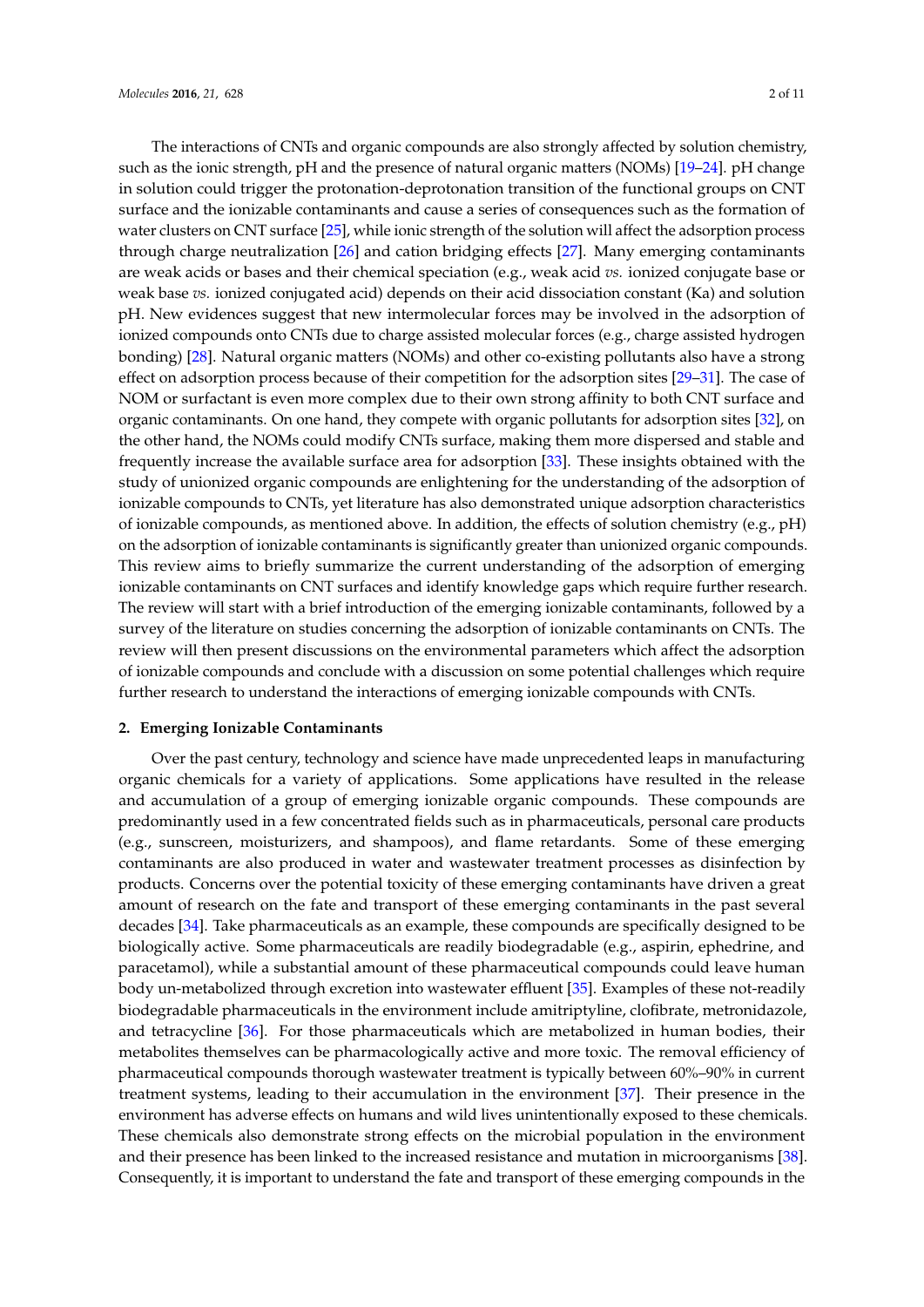The interactions of CNTs and organic compounds are also strongly affected by solution chemistry, such as the ionic strength, pH and the presence of natural organic matters (NOMs) [19–24]. pH change in solution could trigger the protonation-deprotonation transition of the functional groups on CNT surface and the ionizable contaminants and cause a series of consequences such as the formation of water clusters on CNT surface [25], while ionic strength of the solution will affect the adsorption process through charge neutralization [26] and cation bridging effects [27]. Many emerging contaminants are weak acids or bases and their chemical speciation (e.g., weak acid *vs.* ionized conjugate base or weak base *vs.* ionized conjugated acid) depends on their acid dissociation constant (Ka) and solution pH. New evidences suggest that new intermolecular forces may be involved in the adsorption of ionized compounds onto CNTs due to charge assisted molecular forces (e.g., charge assisted hydrogen bonding) [28]. Natural organic matters (NOMs) and other co-existing pollutants also have a strong effect on adsorption process because of their competition for the adsorption sites [29–31]. The case of NOM or surfactant is even more complex due to their own strong affinity to both CNT surface and organic contaminants. On one hand, they compete with organic pollutants for adsorption sites [32], on the other hand, the NOMs could modify CNTs surface, making them more dispersed and stable and frequently increase the available surface area for adsorption [33]. These insights obtained with the study of unionized organic compounds are enlightening for the understanding of the adsorption of ionizable compounds to CNTs, yet literature has also demonstrated unique adsorption characteristics of ionizable compounds, as mentioned above. In addition, the effects of solution chemistry (e.g., pH) on the adsorption of ionizable contaminants is significantly greater than unionized organic compounds. This review aims to briefly summarize the current understanding of the adsorption of emerging ionizable contaminants on CNT surfaces and identify knowledge gaps which require further research. The review will start with a brief introduction of the emerging ionizable contaminants, followed by a survey of the literature on studies concerning the adsorption of ionizable contaminants on CNTs. The review will then present discussions on the environmental parameters which affect the adsorption of ionizable compounds and conclude with a discussion on some potential challenges which require further research to understand the interactions of emerging ionizable compounds with CNTs.

## 2. Emerging Ionizable Contaminants

Over the past century, technology and science have made unprecedented leaps in manufacturing organic chemicals for a variety of applications. Some applications have resulted in the release and accumulation of a group of emerging ionizable organic compounds. These compounds are predominantly used in a few concentrated fields such as in pharmaceuticals, personal care products (e.g., sunscreen, moisturizers, and shampoos), and flame retardants. Some of these emerging contaminants are also produced in water and wastewater treatment processes as disinfection by products. Concerns over the potential toxicity of these emerging contaminants have driven a great amount of research on the fate and transport of these emerging contaminants in the past several decades [34]. Take pharmaceuticals as an example, these compounds are specifically designed to be biologically active. Some pharmaceuticals are readily biodegradable (e.g., aspirin, ephedrine, and paracetamol), while a substantial amount of these pharmaceutical compounds could leave human body un-metabolized through excretion into wastewater effluent [35]. Examples of these not-readily biodegradable pharmaceuticals in the environment include amitriptyline, clofibrate, metronidazole, and tetracycline [36]. For those pharmaceuticals which are metabolized in human bodies, their metabolites themselves can be pharmacologically active and more toxic. The removal efficiency of pharmaceutical compounds thorough wastewater treatment is typically between 60%–90% in current treatment systems, leading to their accumulation in the environment [37]. Their presence in the environment has adverse effects on humans and wild lives unintentionally exposed to these chemicals. These chemicals also demonstrate strong effects on the microbial population in the environment and their presence has been linked to the increased resistance and mutation in microorganisms [38]. Consequently, it is important to understand the fate and transport of these emerging compounds in the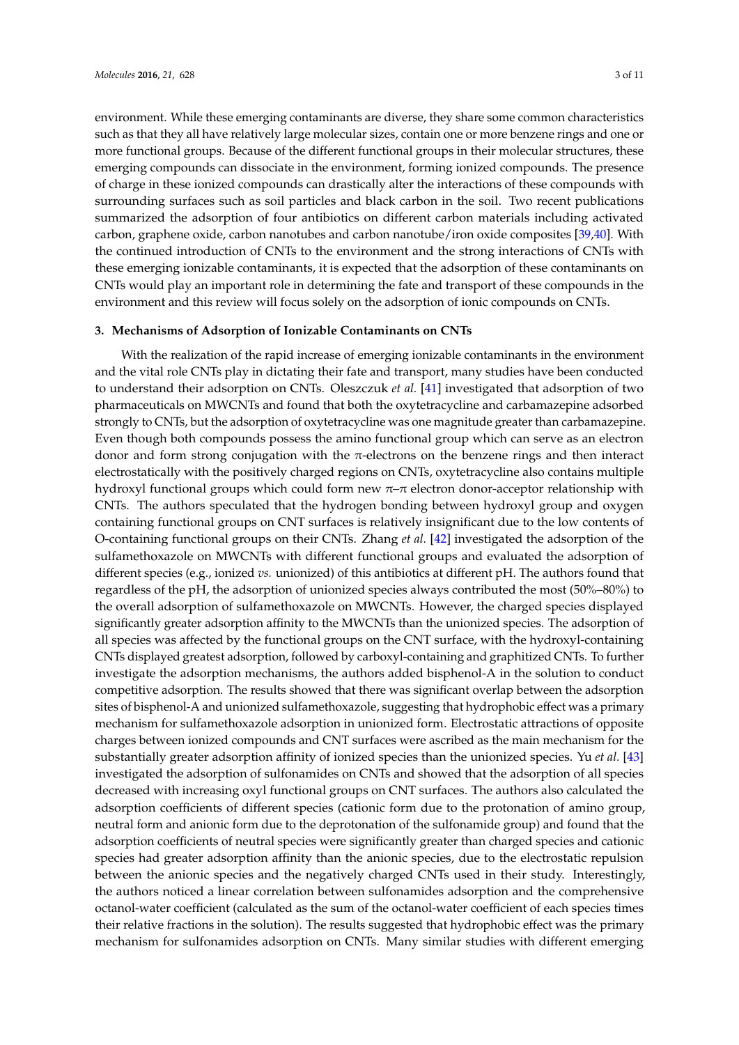environment. While these emerging contaminants are diverse, they share some common characteristics such as that they all have relatively large molecular sizes, contain one or more benzene rings and one or more functional groups. Because of the different functional groups in their molecular structures, these emerging compounds can dissociate in the environment, forming ionized compounds. The presence of charge in these ionized compounds can drastically alter the interactions of these compounds with surrounding surfaces such as soil particles and black carbon in the soil. Two recent publications summarized the adsorption of four antibiotics on different carbon materials including activated carbon, graphene oxide, carbon nanotubes and carbon nanotube/iron oxide composites [39,40]. With the continued introduction of CNTs to the environment and the strong interactions of CNTs with these emerging ionizable contaminants, it is expected that the adsorption of these contaminants on CNTs would play an important role in determining the fate and transport of these compounds in the environment and this review will focus solely on the adsorption of ionic compounds on CNTs.

## 3. Mechanisms of Adsorption of Ionizable Contaminants on CNTs

With the realization of the rapid increase of emerging ionizable contaminants in the environment and the vital role CNTs play in dictating their fate and transport, many studies have been conducted to understand their adsorption on CNTs. Oleszczuk *et al.* [41] investigated that adsorption of two pharmaceuticals on MWCNTs and found that both the oxytetracycline and carbamazepine adsorbed strongly to CNTs, but the adsorption of oxytetracycline was one magnitude greater than carbamazepine. Even though both compounds possess the amino functional group which can serve as an electron donor and form strong conjugation with the π-electrons on the benzene rings and then interact electrostatically with the positively charged regions on CNTs, oxytetracycline also contains multiple hydroxyl functional groups which could form new π–π electron donor-acceptor relationship with CNTs. The authors speculated that the hydrogen bonding between hydroxyl group and oxygen containing functional groups on CNT surfaces is relatively insignificant due to the low contents of O-containing functional groups on their CNTs. Zhang *et al.* [42] investigated the adsorption of the sulfamethoxazole on MWCNTs with different functional groups and evaluated the adsorption of different species (e.g., ionized *vs.* unionized) of this antibiotics at different pH. The authors found that regardless of the pH, the adsorption of unionized species always contributed the most (50%–80%) to the overall adsorption of sulfamethoxazole on MWCNTs. However, the charged species displayed significantly greater adsorption affinity to the MWCNTs than the unionized species. The adsorption of all species was affected by the functional groups on the CNT surface, with the hydroxyl-containing CNTs displayed greatest adsorption, followed by carboxyl-containing and graphitized CNTs. To further investigate the adsorption mechanisms, the authors added bisphenol-A in the solution to conduct competitive adsorption. The results showed that there was significant overlap between the adsorption sites of bisphenol-A and unionized sulfamethoxazole, suggesting that hydrophobic effect was a primary mechanism for sulfamethoxazole adsorption in unionized form. Electrostatic attractions of opposite charges between ionized compounds and CNT surfaces were ascribed as the main mechanism for the substantially greater adsorption affinity of ionized species than the unionized species. Yu *et al.* [43] investigated the adsorption of sulfonamides on CNTs and showed that the adsorption of all species decreased with increasing oxyl functional groups on CNT surfaces. The authors also calculated the adsorption coefficients of different species (cationic form due to the protonation of amino group, neutral form and anionic form due to the deprotonation of the sulfonamide group) and found that the adsorption coefficients of neutral species were significantly greater than charged species and cationic species had greater adsorption affinity than the anionic species, due to the electrostatic repulsion between the anionic species and the negatively charged CNTs used in their study. Interestingly, the authors noticed a linear correlation between sulfonamides adsorption and the comprehensive octanol-water coefficient (calculated as the sum of the octanol-water coefficient of each species times their relative fractions in the solution). The results suggested that hydrophobic effect was the primary mechanism for sulfonamides adsorption on CNTs. Many similar studies with different emerging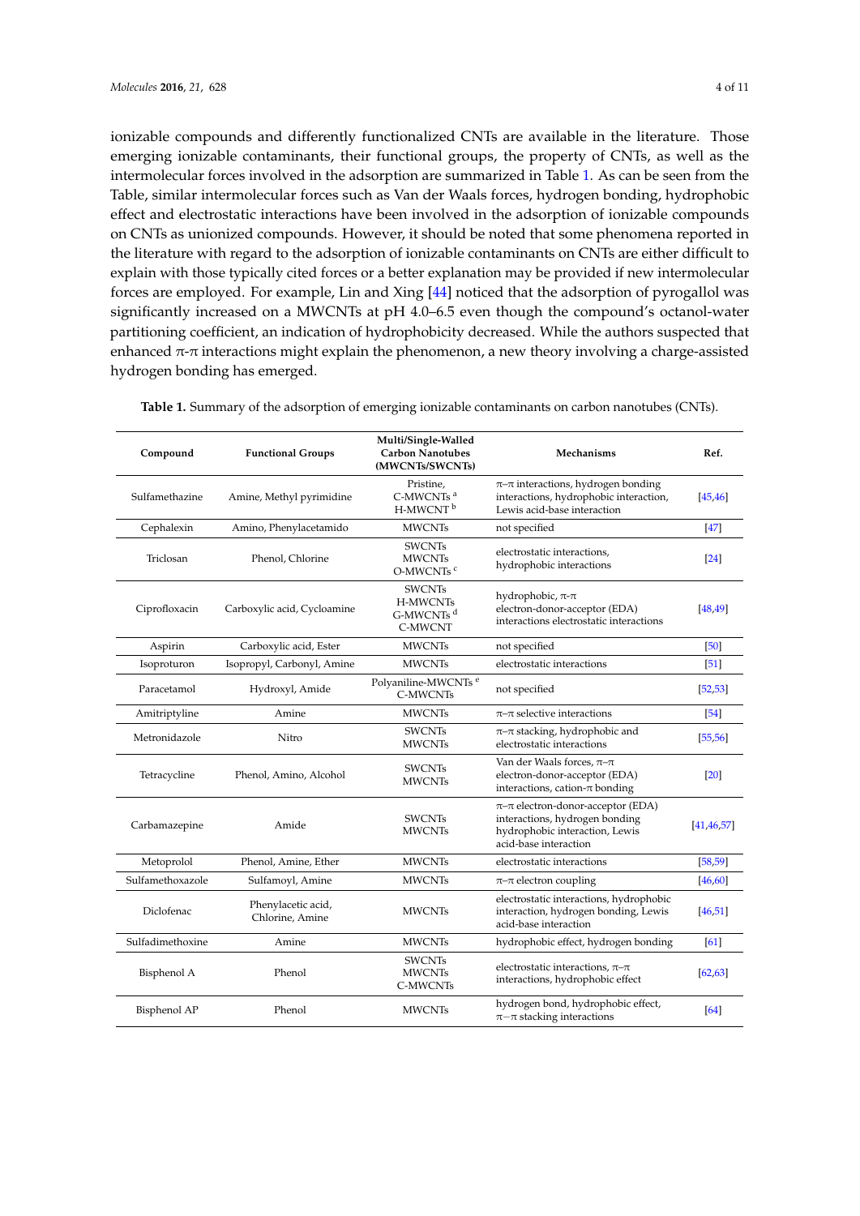ionizable compounds and differently functionalized CNTs are available in the literature. Those emerging ionizable contaminants, their functional groups, the property of CNTs, as well as the intermolecular forces involved in the adsorption are summarized in Table 1. As can be seen from the Table, similar intermolecular forces such as Van der Waals forces, hydrogen bonding, hydrophobic effect and electrostatic interactions have been involved in the adsorption of ionizable compounds on CNTs as unionized compounds. However, it should be noted that some phenomena reported in the literature with regard to the adsorption of ionizable contaminants on CNTs are either difficult to explain with those typically cited forces or a better explanation may be provided if new intermolecular forces are employed. For example, Lin and Xing [44] noticed that the adsorption of pyrogallol was significantly increased on a MWCNTs at pH 4.0–6.5 even though the compound's octanol-water partitioning coefficient, an indication of hydrophobicity decreased. While the authors suspected that enhanced π-π interactions might explain the phenomenon, a new theory involving a charge-assisted hydrogen bonding has emerged.

**Table 1.** Summary of the adsorption of emerging ionizable contaminants on carbon nanotubes (CNTs).

| Compound | Functional Groups | Multi/Single-Walled Carbon Nanotubes (MWCNTs/SWCNTs) | Mechanisms | Ref. |
|---|---|---|---|---|
| Sulfamethazine | Amine, Methyl pyrimidine | Pristine, C-MWCNTs [a] H-MWCNT [b] | π–π interactions, hydrogen bonding interactions, hydrophobic interaction, Lewis acid-base interaction | [45,46] |
| Cephalexin | Amino, Phenylacetamido | MWCNTs | not specified | [47] |
| Triclosan | Phenol, Chlorine | SWCNTs MWCNTs O-MWCNTs [c] | electrostatic interactions, hydrophobic interactions | [24] |
| Ciprofloxacin | Carboxylic acid, Cycloamine | SWCNTs H-MWCNTs G-MWCNTs [d] C-MWCNT | hydrophobic, π-π electron-donor-acceptor (EDA) interactions electrostatic interactions | [48,49] |
| Aspirin | Carboxylic acid, Ester | MWCNTs | not specified | [50] |
| Isoproturon | Isopropyl, Carbonyl, Amine | MWCNTs | electrostatic interactions | [51] |
| Paracetamol | Hydroxyl, Amide | Polyaniline-MWCNTs [e] C-MWCNTs | not specified | [52,53] |
| Amitriptyline | Amine | MWCNTs | π–π selective interactions | [54] |
| Metronidazole | Nitro | SWCNTs MWCNTs | π–π stacking, hydrophobic and electrostatic interactions | [55,56] |
| Tetracycline | Phenol, Amino, Alcohol | SWCNTs MWCNTs | Van der Waals forces, π–π electron-donor-acceptor (EDA) interactions, cation-π bonding | [20] |
| Carbamazepine | Amide | SWCNTs MWCNTs | π–π electron-donor-acceptor (EDA) interactions, hydrogen bonding hydrophobic interaction, Lewis acid-base interaction | [41,46,57] |
| Metoprolol | Phenol, Amine, Ether | MWCNTs | electrostatic interactions | [58,59] |
| Sulfamethoxazole | Sulfamoyl, Amine | MWCNTs | π–π electron coupling | [46,60] |
| Diclofenac | Phenylacetic acid, Chlorine, Amine | MWCNTs | electrostatic interactions, hydrophobic interaction, hydrogen bonding, Lewis acid-base interaction | [46,51] |
| Sulfadimethoxine | Amine | MWCNTs | hydrophobic effect, hydrogen bonding | [61] |
| Bisphenol A | Phenol | SWCNTs MWCNTs C-MWCNTs | electrostatic interactions, π–π interactions, hydrophobic effect | [62,63] |
| Bisphenol AP | Phenol | MWCNTs | hydrogen bond, hydrophobic effect, π−π stacking interactions | [64] |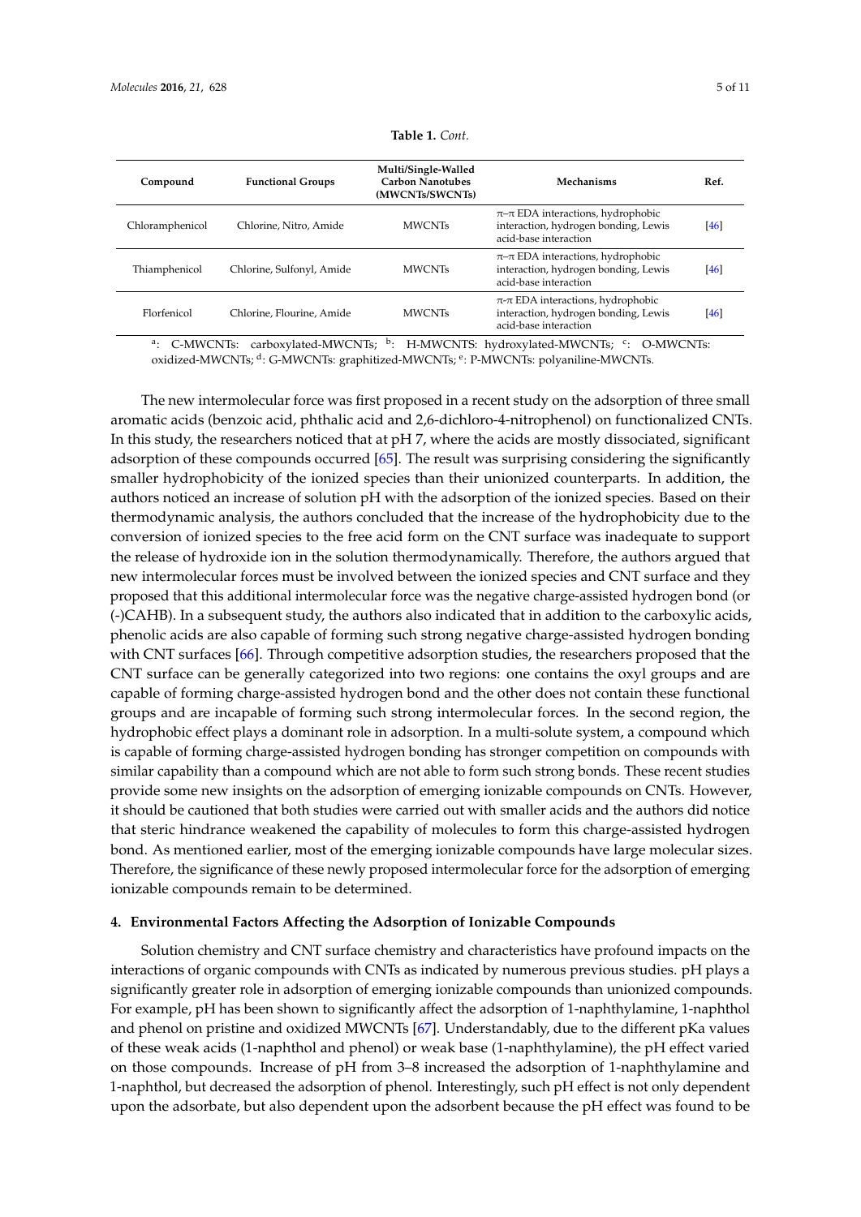**Table 1.** *Cont.*

| Compound | Functional Groups | Multi/Single-Walled Carbon Nanotubes (MWCNTs/SWCNTs) | Mechanisms | Ref. |
| --- | --- | --- | --- | --- |
| Chloramphenicol | Chlorine, Nitro, Amide | MWCNTs | π–π EDA interactions, hydrophobic interaction, hydrogen bonding, Lewis acid-base interaction | [46] |
| Thiamphenicol | Chlorine, Sulfonyl, Amide | MWCNTs | π–π EDA interactions, hydrophobic interaction, hydrogen bonding, Lewis acid-base interaction | [46] |
| Florfenicol | Chlorine, Flourine, Amide | MWCNTs | π–π EDA interactions, hydrophobic interaction, hydrogen bonding, Lewis acid-base interaction | [46] |

[a]: C-MWCNTs: carboxylated-MWCNTs; [b]: H-MWCNTS: hydroxylated-MWCNTs; [c]: O-MWCNTs: oxidized-MWCNTs; [d]: G-MWCNTs: graphitized-MWCNTs; [e]: P-MWCNTs: polyaniline-MWCNTs.

The new intermolecular force was first proposed in a recent study on the adsorption of three small aromatic acids (benzoic acid, phthalic acid and 2,6-dichloro-4-nitrophenol) on functionalized CNTs. In this study, the researchers noticed that at pH 7, where the acids are mostly dissociated, significant adsorption of these compounds occurred [65]. The result was surprising considering the significantly smaller hydrophobicity of the ionized species than their unionized counterparts. In addition, the authors noticed an increase of solution pH with the adsorption of the ionized species. Based on their thermodynamic analysis, the authors concluded that the increase of the hydrophobicity due to the conversion of ionized species to the free acid form on the CNT surface was inadequate to support the release of hydroxide ion in the solution thermodynamically. Therefore, the authors argued that new intermolecular forces must be involved between the ionized species and CNT surface and they proposed that this additional intermolecular force was the negative charge-assisted hydrogen bond (or (-)CAHB). In a subsequent study, the authors also indicated that in addition to the carboxylic acids, phenolic acids are also capable of forming such strong negative charge-assisted hydrogen bonding with CNT surfaces [66]. Through competitive adsorption studies, the researchers proposed that the CNT surface can be generally categorized into two regions: one contains the oxyl groups and are capable of forming charge-assisted hydrogen bond and the other does not contain these functional groups and are incapable of forming such strong intermolecular forces. In the second region, the hydrophobic effect plays a dominant role in adsorption. In a multi-solute system, a compound which is capable of forming charge-assisted hydrogen bonding has stronger competition on compounds with similar capability than a compound which are not able to form such strong bonds. These recent studies provide some new insights on the adsorption of emerging ionizable compounds on CNTs. However, it should be cautioned that both studies were carried out with smaller acids and the authors did notice that steric hindrance weakened the capability of molecules to form this charge-assisted hydrogen bond. As mentioned earlier, most of the emerging ionizable compounds have large molecular sizes. Therefore, the significance of these newly proposed intermolecular force for the adsorption of emerging ionizable compounds remain to be determined.

## 4. Environmental Factors Affecting the Adsorption of Ionizable Compounds

Solution chemistry and CNT surface chemistry and characteristics have profound impacts on the interactions of organic compounds with CNTs as indicated by numerous previous studies. pH plays a significantly greater role in adsorption of emerging ionizable compounds than unionized compounds. For example, pH has been shown to significantly affect the adsorption of 1-naphthylamine, 1-naphthol and phenol on pristine and oxidized MWCNTs [67]. Understandably, due to the different pKa values of these weak acids (1-naphthol and phenol) or weak base (1-naphthylamine), the pH effect varied on those compounds. Increase of pH from 3–8 increased the adsorption of 1-naphthylamine and 1-naphthol, but decreased the adsorption of phenol. Interestingly, such pH effect is not only dependent upon the adsorbate, but also dependent upon the adsorbent because the pH effect was found to be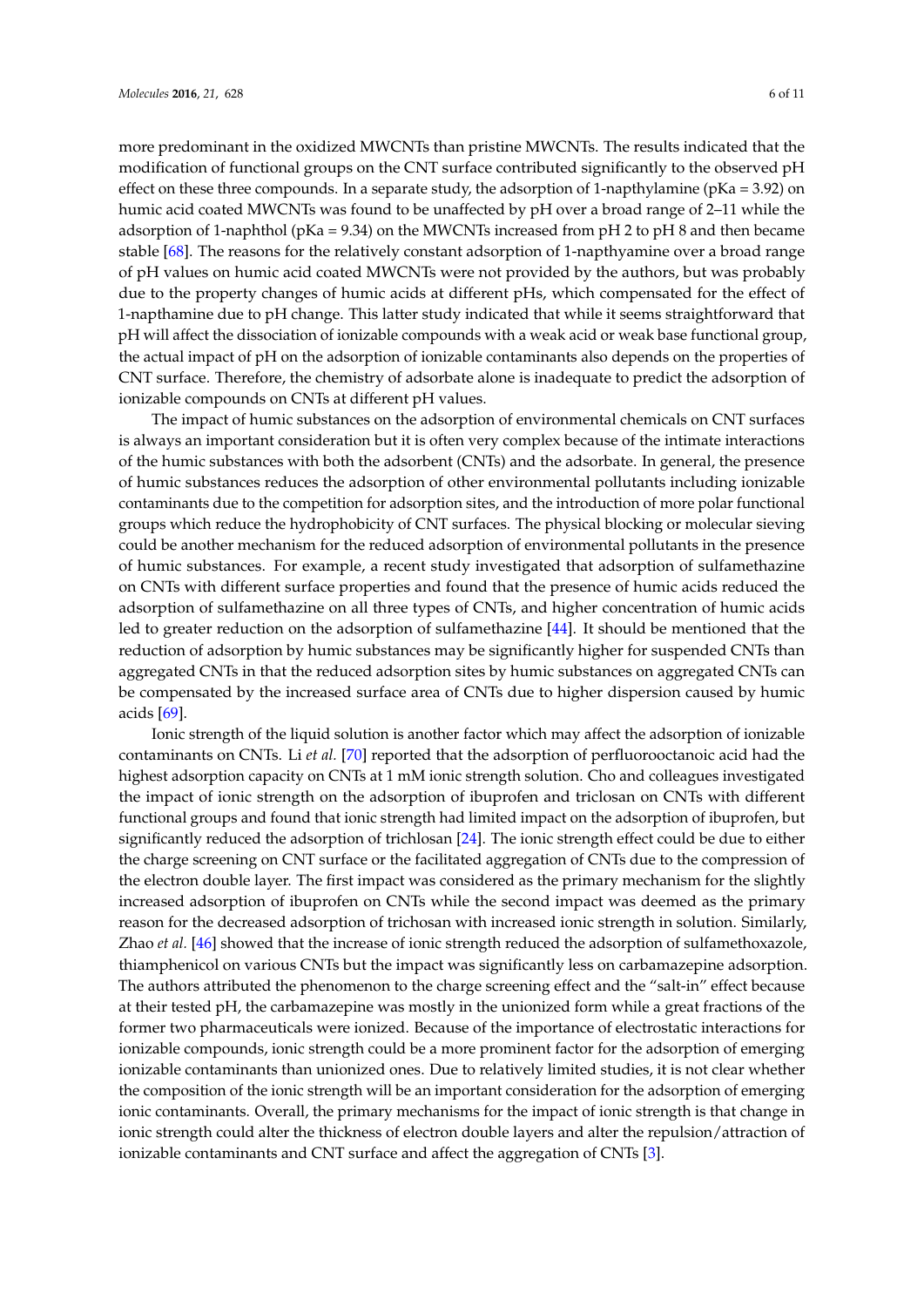more predominant in the oxidized MWCNTs than pristine MWCNTs. The results indicated that the modification of functional groups on the CNT surface contributed significantly to the observed pH effect on these three compounds. In a separate study, the adsorption of 1-napthylamine (pKa = 3.92) on humic acid coated MWCNTs was found to be unaffected by pH over a broad range of 2–11 while the adsorption of 1-naphthol (pKa = 9.34) on the MWCNTs increased from pH 2 to pH 8 and then became stable [68]. The reasons for the relatively constant adsorption of 1-napthyamine over a broad range of pH values on humic acid coated MWCNTs were not provided by the authors, but was probably due to the property changes of humic acids at different pHs, which compensated for the effect of 1-napthamine due to pH change. This latter study indicated that while it seems straightforward that pH will affect the dissociation of ionizable compounds with a weak acid or weak base functional group, the actual impact of pH on the adsorption of ionizable contaminants also depends on the properties of CNT surface. Therefore, the chemistry of adsorbate alone is inadequate to predict the adsorption of ionizable compounds on CNTs at different pH values.

The impact of humic substances on the adsorption of environmental chemicals on CNT surfaces is always an important consideration but it is often very complex because of the intimate interactions of the humic substances with both the adsorbent (CNTs) and the adsorbate. In general, the presence of humic substances reduces the adsorption of other environmental pollutants including ionizable contaminants due to the competition for adsorption sites, and the introduction of more polar functional groups which reduce the hydrophobicity of CNT surfaces. The physical blocking or molecular sieving could be another mechanism for the reduced adsorption of environmental pollutants in the presence of humic substances. For example, a recent study investigated that adsorption of sulfamethazine on CNTs with different surface properties and found that the presence of humic acids reduced the adsorption of sulfamethazine on all three types of CNTs, and higher concentration of humic acids led to greater reduction on the adsorption of sulfamethazine [44]. It should be mentioned that the reduction of adsorption by humic substances may be significantly higher for suspended CNTs than aggregated CNTs in that the reduced adsorption sites by humic substances on aggregated CNTs can be compensated by the increased surface area of CNTs due to higher dispersion caused by humic acids [69].

Ionic strength of the liquid solution is another factor which may affect the adsorption of ionizable contaminants on CNTs. Li *et al.* [70] reported that the adsorption of perfluorooctanoic acid had the highest adsorption capacity on CNTs at 1 mM ionic strength solution. Cho and colleagues investigated the impact of ionic strength on the adsorption of ibuprofen and triclosan on CNTs with different functional groups and found that ionic strength had limited impact on the adsorption of ibuprofen, but significantly reduced the adsorption of trichlosan [24]. The ionic strength effect could be due to either the charge screening on CNT surface or the facilitated aggregation of CNTs due to the compression of the electron double layer. The first impact was considered as the primary mechanism for the slightly increased adsorption of ibuprofen on CNTs while the second impact was deemed as the primary reason for the decreased adsorption of trichosan with increased ionic strength in solution. Similarly, Zhao *et al.* [46] showed that the increase of ionic strength reduced the adsorption of sulfamethoxazole, thiamphenicol on various CNTs but the impact was significantly less on carbamazepine adsorption. The authors attributed the phenomenon to the charge screening effect and the "salt-in" effect because at their tested pH, the carbamazepine was mostly in the unionized form while a great fractions of the former two pharmaceuticals were ionized. Because of the importance of electrostatic interactions for ionizable compounds, ionic strength could be a more prominent factor for the adsorption of emerging ionizable contaminants than unionized ones. Due to relatively limited studies, it is not clear whether the composition of the ionic strength will be an important consideration for the adsorption of emerging ionic contaminants. Overall, the primary mechanisms for the impact of ionic strength is that change in ionic strength could alter the thickness of electron double layers and alter the repulsion/attraction of ionizable contaminants and CNT surface and affect the aggregation of CNTs [3].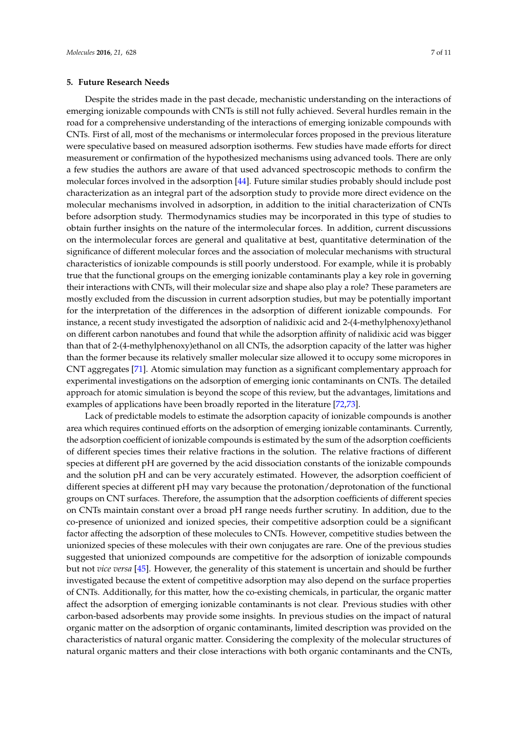## 5. Future Research Needs

Despite the strides made in the past decade, mechanistic understanding on the interactions of emerging ionizable compounds with CNTs is still not fully achieved. Several hurdles remain in the road for a comprehensive understanding of the interactions of emerging ionizable compounds with CNTs. First of all, most of the mechanisms or intermolecular forces proposed in the previous literature were speculative based on measured adsorption isotherms. Few studies have made efforts for direct measurement or confirmation of the hypothesized mechanisms using advanced tools. There are only a few studies the authors are aware of that used advanced spectroscopic methods to confirm the molecular forces involved in the adsorption [44]. Future similar studies probably should include post characterization as an integral part of the adsorption study to provide more direct evidence on the molecular mechanisms involved in adsorption, in addition to the initial characterization of CNTs before adsorption study. Thermodynamics studies may be incorporated in this type of studies to obtain further insights on the nature of the intermolecular forces. In addition, current discussions on the intermolecular forces are general and qualitative at best, quantitative determination of the significance of different molecular forces and the association of molecular mechanisms with structural characteristics of ionizable compounds is still poorly understood. For example, while it is probably true that the functional groups on the emerging ionizable contaminants play a key role in governing their interactions with CNTs, will their molecular size and shape also play a role? These parameters are mostly excluded from the discussion in current adsorption studies, but may be potentially important for the interpretation of the differences in the adsorption of different ionizable compounds. For instance, a recent study investigated the adsorption of nalidixic acid and 2-(4-methylphenoxy)ethanol on different carbon nanotubes and found that while the adsorption affinity of nalidixic acid was bigger than that of 2-(4-methylphenoxy)ethanol on all CNTs, the adsorption capacity of the latter was higher than the former because its relatively smaller molecular size allowed it to occupy some micropores in CNT aggregates [71]. Atomic simulation may function as a significant complementary approach for experimental investigations on the adsorption of emerging ionic contaminants on CNTs. The detailed approach for atomic simulation is beyond the scope of this review, but the advantages, limitations and examples of applications have been broadly reported in the literature [72,73].

Lack of predictable models to estimate the adsorption capacity of ionizable compounds is another area which requires continued efforts on the adsorption of emerging ionizable contaminants. Currently, the adsorption coefficient of ionizable compounds is estimated by the sum of the adsorption coefficients of different species times their relative fractions in the solution. The relative fractions of different species at different pH are governed by the acid dissociation constants of the ionizable compounds and the solution pH and can be very accurately estimated. However, the adsorption coefficient of different species at different pH may vary because the protonation/deprotonation of the functional groups on CNT surfaces. Therefore, the assumption that the adsorption coefficients of different species on CNTs maintain constant over a broad pH range needs further scrutiny. In addition, due to the co-presence of unionized and ionized species, their competitive adsorption could be a significant factor affecting the adsorption of these molecules to CNTs. However, competitive studies between the unionized species of these molecules with their own conjugates are rare. One of the previous studies suggested that unionized compounds are competitive for the adsorption of ionizable compounds but not *vice versa* [45]. However, the generality of this statement is uncertain and should be further investigated because the extent of competitive adsorption may also depend on the surface properties of CNTs. Additionally, for this matter, how the co-existing chemicals, in particular, the organic matter affect the adsorption of emerging ionizable contaminants is not clear. Previous studies with other carbon-based adsorbents may provide some insights. In previous studies on the impact of natural organic matter on the adsorption of organic contaminants, limited description was provided on the characteristics of natural organic matter. Considering the complexity of the molecular structures of natural organic matters and their close interactions with both organic contaminants and the CNTs,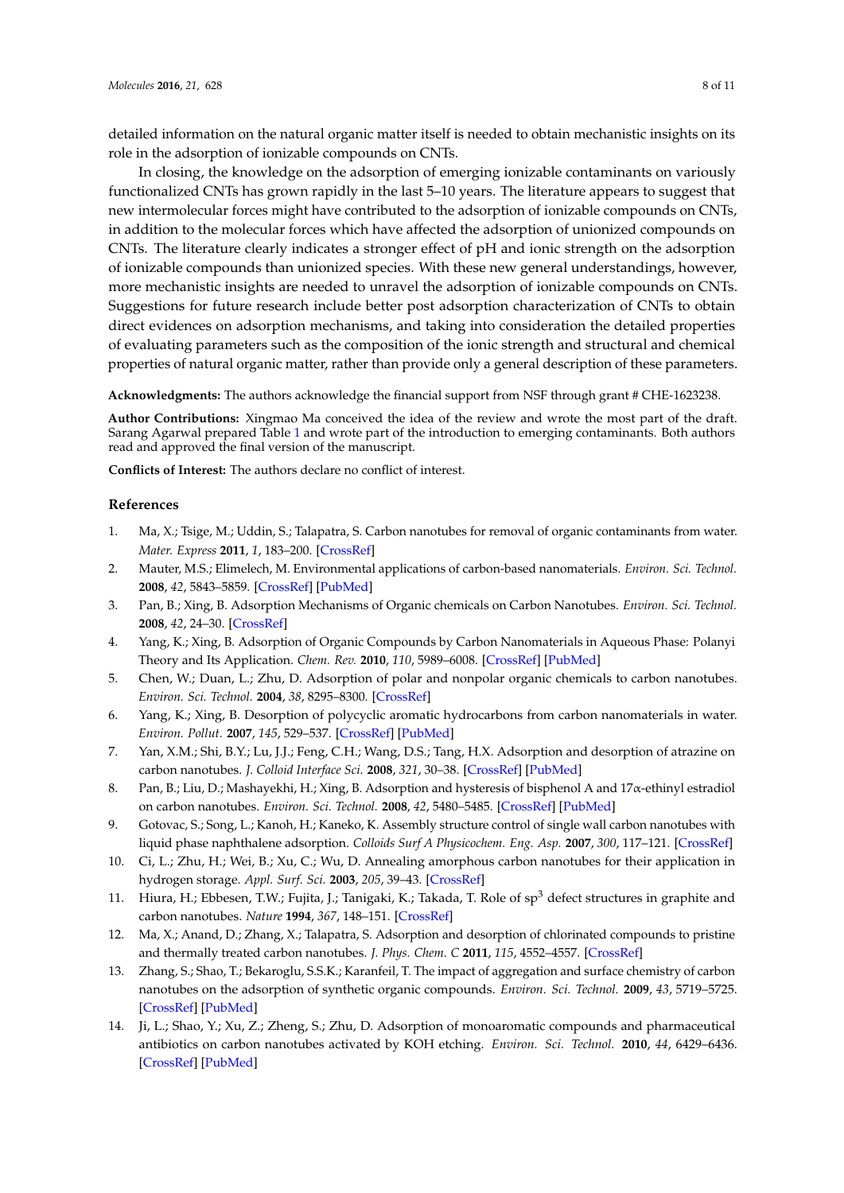detailed information on the natural organic matter itself is needed to obtain mechanistic insights on its role in the adsorption of ionizable compounds on CNTs.

In closing, the knowledge on the adsorption of emerging ionizable contaminants on variously functionalized CNTs has grown rapidly in the last 5–10 years. The literature appears to suggest that new intermolecular forces might have contributed to the adsorption of ionizable compounds on CNTs, in addition to the molecular forces which have affected the adsorption of unionized compounds on CNTs. The literature clearly indicates a stronger effect of pH and ionic strength on the adsorption of ionizable compounds than unionized species. With these new general understandings, however, more mechanistic insights are needed to unravel the adsorption of ionizable compounds on CNTs. Suggestions for future research include better post adsorption characterization of CNTs to obtain direct evidences on adsorption mechanisms, and taking into consideration the detailed properties of evaluating parameters such as the composition of the ionic strength and structural and chemical properties of natural organic matter, rather than provide only a general description of these parameters.

**Acknowledgments:** The authors acknowledge the financial support from NSF through grant # CHE-1623238.

**Author Contributions:** Xingmao Ma conceived the idea of the review and wrote the most part of the draft. Sarang Agarwal prepared Table 1 and wrote part of the introduction to emerging contaminants. Both authors read and approved the final version of the manuscript.

**Conflicts of Interest:** The authors declare no conflict of interest.

## References

1. Ma, X.; Tsige, M.; Uddin, S.; Talapatra, S. Carbon nanotubes for removal of organic contaminants from water. *Mater. Express* **2011**, *1*, 183–200. [CrossRef]
2. Mauter, M.S.; Elimelech, M. Environmental applications of carbon-based nanomaterials. *Environ. Sci. Technol.* **2008**, *42*, 5843–5859. [CrossRef] [PubMed]
3. Pan, B.; Xing, B. Adsorption Mechanisms of Organic chemicals on Carbon Nanotubes. *Environ. Sci. Technol.* **2008**, *42*, 24–30. [CrossRef]
4. Yang, K.; Xing, B. Adsorption of Organic Compounds by Carbon Nanomaterials in Aqueous Phase: Polanyi Theory and Its Application. *Chem. Rev.* **2010**, *110*, 5989–6008. [CrossRef] [PubMed]
5. Chen, W.; Duan, L.; Zhu, D. Adsorption of polar and nonpolar organic chemicals to carbon nanotubes. *Environ. Sci. Technol.* **2004**, *38*, 8295–8300. [CrossRef]
6. Yang, K.; Xing, B. Desorption of polycyclic aromatic hydrocarbons from carbon nanomaterials in water. *Environ. Pollut.* **2007**, *145*, 529–537. [CrossRef] [PubMed]
7. Yan, X.M.; Shi, B.Y.; Lu, J.J.; Feng, C.H.; Wang, D.S.; Tang, H.X. Adsorption and desorption of atrazine on carbon nanotubes. *J. Colloid Interface Sci.* **2008**, *321*, 30–38. [CrossRef] [PubMed]
8. Pan, B.; Liu, D.; Mashayekhi, H.; Xing, B. Adsorption and hysteresis of bisphenol A and 17α-ethinyl estradiol on carbon nanotubes. *Environ. Sci. Technol.* **2008**, *42*, 5480–5485. [CrossRef] [PubMed]
9. Gotovac, S.; Song, L.; Kanoh, H.; Kaneko, K. Assembly structure control of single wall carbon nanotubes with liquid phase naphthalene adsorption. *Colloids Surf A Physicochem. Eng. Asp.* **2007**, *300*, 117–121. [CrossRef]
10. Ci, L.; Zhu, H.; Wei, B.; Xu, C.; Wu, D. Annealing amorphous carbon nanotubes for their application in hydrogen storage. *Appl. Surf. Sci.* **2003**, *205*, 39–43. [CrossRef]
11. Hiura, H.; Ebbesen, T.W.; Fujita, J.; Tanigaki, K.; Takada, T. Role of $sp^3$ defect structures in graphite and carbon nanotubes. *Nature* **1994**, *367*, 148–151. [CrossRef]
12. Ma, X.; Anand, D.; Zhang, X.; Talapatra, S. Adsorption and desorption of chlorinated compounds to pristine and thermally treated carbon nanotubes. *J. Phys. Chem. C* **2011**, *115*, 4552–4557. [CrossRef]
13. Zhang, S.; Shao, T.; Bekaroglu, S.S.K.; Karanfeil, T. The impact of aggregation and surface chemistry of carbon nanotubes on the adsorption of synthetic organic compounds. *Environ. Sci. Technol.* **2009**, *43*, 5719–5725. [CrossRef] [PubMed]
14. Ji, L.; Shao, Y.; Xu, Z.; Zheng, S.; Zhu, D. Adsorption of monoaromatic compounds and pharmaceutical antibiotics on carbon nanotubes activated by KOH etching. *Environ. Sci. Technol.* **2010**, *44*, 6429–6436. [CrossRef] [PubMed]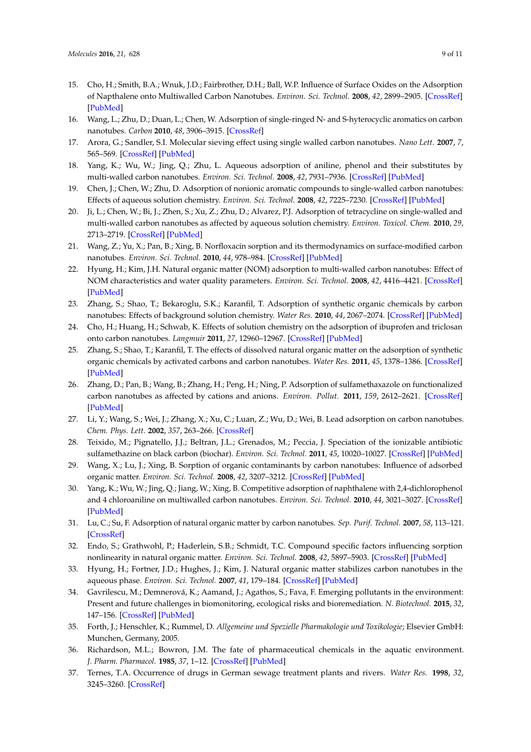15. Cho, H.; Smith, B.A.; Wnuk, J.D.; Fairbrother, D.H.; Ball, W.P. Influence of Surface Oxides on the Adsorption of Napthalene onto Multiwalled Carbon Nanotubes. *Environ. Sci. Technol.* **2008**, *42*, 2899–2905. [CrossRef] [PubMed]
16. Wang, L.; Zhu, D.; Duan, L.; Chen, W. Adsorption of single-ringed N- and S-hyterocyclic aromatics on carbon nanotubes. *Carbon* **2010**, *48*, 3906–3915. [CrossRef]
17. Arora, G.; Sandler, S.I. Molecular sieving effect using single walled carbon nanotubes. *Nano Lett.* **2007**, *7*, 565–569. [CrossRef] [PubMed]
18. Yang, K.; Wu, W.; Jing, Q.; Zhu, L. Aqueous adsorption of aniline, phenol and their substitutes by multi-walled carbon nanotubes. *Environ. Sci. Technol.* **2008**, *42*, 7931–7936. [CrossRef] [PubMed]
19. Chen, J.; Chen, W.; Zhu, D. Adsorption of nonionic aromatic compounds to single-walled carbon nanotubes: Effects of aqueous solution chemistry. *Environ. Sci. Technol.* **2008**, *42*, 7225–7230. [CrossRef] [PubMed]
20. Ji, L.; Chen, W.; Bi, J.; Zhen, S.; Xu, Z.; Zhu, D.; Alvarez, P.J. Adsorption of tetracycline on single-walled and multi-walled carbon nanotubes as affected by aqueous solution chemistry. *Environ. Toxicol. Chem.* **2010**, *29*, 2713–2719. [CrossRef] [PubMed]
21. Wang, Z.; Yu, X.; Pan, B.; Xing, B. Norfloxacin sorption and its thermodynamics on surface-modified carbon nanotubes. *Environ. Sci. Technol.* **2010**, *44*, 978–984. [CrossRef] [PubMed]
22. Hyung, H.; Kim, J.H. Natural organic matter (NOM) adsorption to multi-walled carbon nanotubes: Effect of NOM characteristics and water quality parameters. *Environ. Sci. Technol.* **2008**, *42*, 4416–4421. [CrossRef] [PubMed]
23. Zhang, S.; Shao, T.; Bekaroglu, S.K.; Karanfil, T. Adsorption of synthetic organic chemicals by carbon nanotubes: Effects of background solution chemistry. *Water Res.* **2010**, *44*, 2067–2074. [CrossRef] [PubMed]
24. Cho, H.; Huang, H.; Schwab, K. Effects of solution chemistry on the adsorption of ibuprofen and triclosan onto carbon nanotubes. *Langmuir* **2011**, *27*, 12960–12967. [CrossRef] [PubMed]
25. Zhang, S.; Shao, T.; Karanfil, T. The effects of dissolved natural organic matter on the adsorption of synthetic organic chemicals by activated carbons and carbon nanotubes. *Water Res.* **2011**, *45*, 1378–1386. [CrossRef] [PubMed]
26. Zhang, D.; Pan, B.; Wang, B.; Zhang, H.; Peng, H.; Ning, P. Adsorption of sulfamethaxazole on functionalized carbon nanotubes as affected by cations and anions. *Environ. Pollut.* **2011**, *159*, 2612–2621. [CrossRef] [PubMed]
27. Li, Y.; Wang, S.; Wei, J.; Zhang, X.; Xu, C.; Luan, Z.; Wu, D.; Wei, B. Lead adsorption on carbon nanotubes. *Chem. Phys. Lett.* **2002**, *357*, 263–266. [CrossRef]
28. Teixido, M.; Pignatello, J.J.; Beltran, J.L.; Grenados, M.; Peccia, J. Speciation of the ionizable antibiotic sulfamethazine on black carbon (biochar). *Environ. Sci. Technol.* **2011**, *45*, 10020–10027. [CrossRef] [PubMed]
29. Wang, X.; Lu, J.; Xing, B. Sorption of organic contaminants by carbon nanotubes: Influence of adsorbed organic matter. *Environ. Sci. Technol.* **2008**, *42*, 3207–3212. [CrossRef] [PubMed]
30. Yang, K.; Wu, W.; Jing, Q.; Jiang, W.; Xing, B. Competitive adsorption of naphthalene with 2,4-dichlorophenol and 4 chloroaniline on multiwalled carbon nanotubes. *Environ. Sci. Technol.* **2010**, *44*, 3021–3027. [CrossRef] [PubMed]
31. Lu, C.; Su, F. Adsorption of natural organic matter by carbon nanotubes. *Sep. Purif. Technol.* **2007**, *58*, 113–121. [CrossRef]
32. Endo, S.; Grathwohl, P.; Haderlein, S.B.; Schmidt, T.C. Compound specific factors influencing sorption nonlinearity in natural organic matter. *Environ. Sci. Technol.* **2008**, *42*, 5897–5903. [CrossRef] [PubMed]
33. Hyung, H.; Fortner, J.D.; Hughes, J.; Kim, J. Natural organic matter stabilizes carbon nanotubes in the aqueous phase. *Environ. Sci. Technol.* **2007**, *41*, 179–184. [CrossRef] [PubMed]
34. Gavrilescu, M.; Demnerová, K.; Aamand, J.; Agathos, S.; Fava, F. Emerging pollutants in the environment: Present and future challenges in biomonitoring, ecological risks and bioremediation. *N. Biotechnol.* **2015**, *32*, 147–156. [CrossRef] [PubMed]
35. Forth, J.; Henschler, K.; Rummel, D. *Allgemeine und Spezielle Pharmakologie und Toxikologie*; Elsevier GmbH: Munchen, Germany, 2005.
36. Richardson, M.L.; Bowron, J.M. The fate of pharmaceutical chemicals in the aquatic environment. *J. Pharm. Pharmacol.* **1985**, *37*, 1–12. [CrossRef] [PubMed]
37. Ternes, T.A. Occurrence of drugs in German sewage treatment plants and rivers. *Water Res.* **1998**, *32*, 3245–3260. [CrossRef]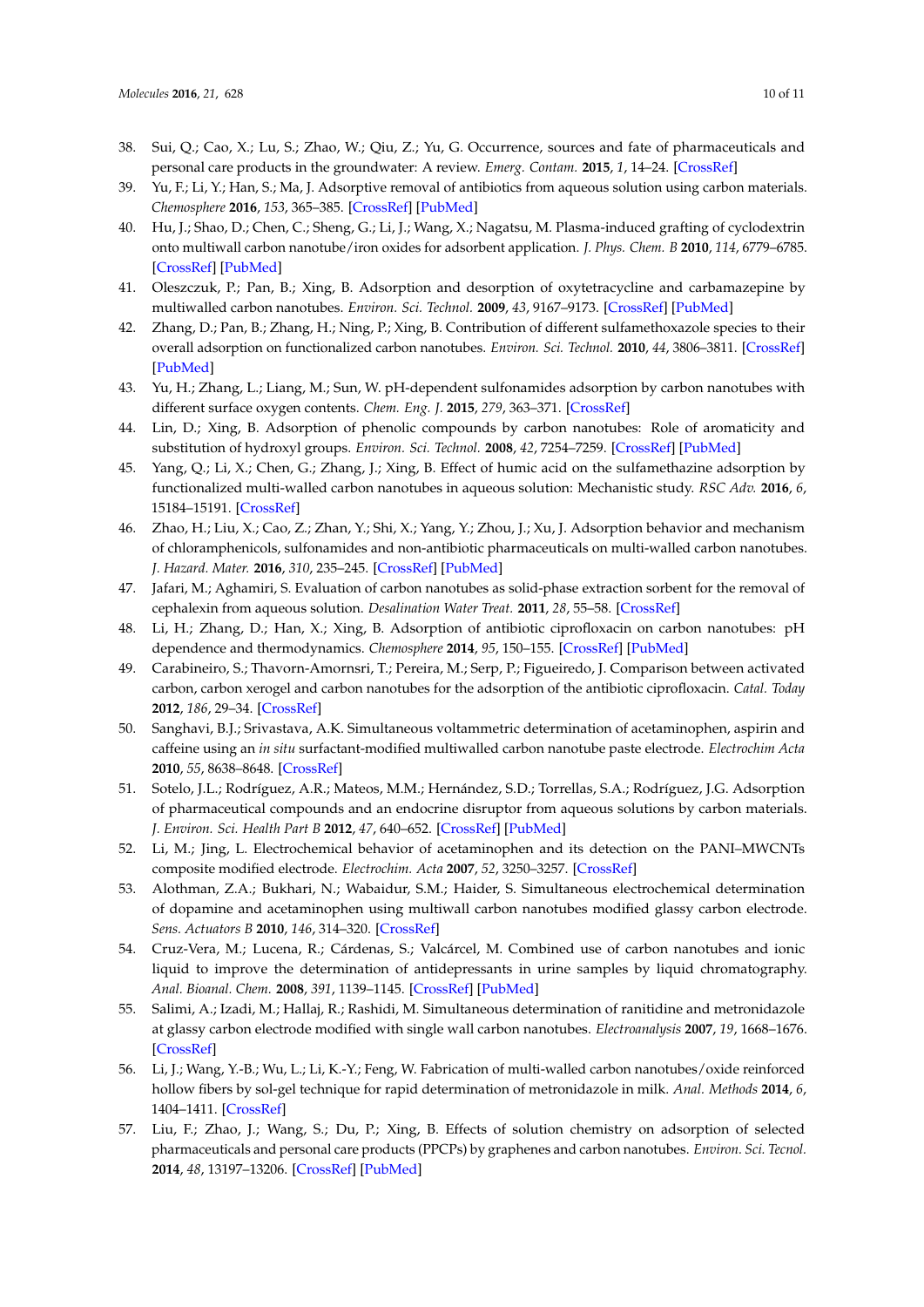38. Sui, Q.; Cao, X.; Lu, S.; Zhao, W.; Qiu, Z.; Yu, G. Occurrence, sources and fate of pharmaceuticals and personal care products in the groundwater: A review. *Emerg. Contam.* **2015**, *1*, 14–24. [CrossRef]
39. Yu, F.; Li, Y.; Han, S.; Ma, J. Adsorptive removal of antibiotics from aqueous solution using carbon materials. *Chemosphere* **2016**, *153*, 365–385. [CrossRef] [PubMed]
40. Hu, J.; Shao, D.; Chen, C.; Sheng, G.; Li, J.; Wang, X.; Nagatsu, M. Plasma-induced grafting of cyclodextrin onto multiwall carbon nanotube/iron oxides for adsorbent application. *J. Phys. Chem. B* **2010**, *114*, 6779–6785. [CrossRef] [PubMed]
41. Oleszczuk, P.; Pan, B.; Xing, B. Adsorption and desorption of oxytetracycline and carbamazepine by multiwalled carbon nanotubes. *Environ. Sci. Technol.* **2009**, *43*, 9167–9173. [CrossRef] [PubMed]
42. Zhang, D.; Pan, B.; Zhang, H.; Ning, P.; Xing, B. Contribution of different sulfamethoxazole species to their overall adsorption on functionalized carbon nanotubes. *Environ. Sci. Technol.* **2010**, *44*, 3806–3811. [CrossRef] [PubMed]
43. Yu, H.; Zhang, L.; Liang, M.; Sun, W. pH-dependent sulfonamides adsorption by carbon nanotubes with different surface oxygen contents. *Chem. Eng. J.* **2015**, *279*, 363–371. [CrossRef]
44. Lin, D.; Xing, B. Adsorption of phenolic compounds by carbon nanotubes: Role of aromaticity and substitution of hydroxyl groups. *Environ. Sci. Technol.* **2008**, *42*, 7254–7259. [CrossRef] [PubMed]
45. Yang, Q.; Li, X.; Chen, G.; Zhang, J.; Xing, B. Effect of humic acid on the sulfamethazine adsorption by functionalized multi-walled carbon nanotubes in aqueous solution: Mechanistic study. *RSC Adv.* **2016**, *6*, 15184–15191. [CrossRef]
46. Zhao, H.; Liu, X.; Cao, Z.; Zhan, Y.; Shi, X.; Yang, Y.; Zhou, J.; Xu, J. Adsorption behavior and mechanism of chloramphenicols, sulfonamides and non-antibiotic pharmaceuticals on multi-walled carbon nanotubes. *J. Hazard. Mater.* **2016**, *310*, 235–245. [CrossRef] [PubMed]
47. Jafari, M.; Aghamiri, S. Evaluation of carbon nanotubes as solid-phase extraction sorbent for the removal of cephalexin from aqueous solution. *Desalination Water Treat.* **2011**, *28*, 55–58. [CrossRef]
48. Li, H.; Zhang, D.; Han, X.; Xing, B. Adsorption of antibiotic ciprofloxacin on carbon nanotubes: pH dependence and thermodynamics. *Chemosphere* **2014**, *95*, 150–155. [CrossRef] [PubMed]
49. Carabineiro, S.; Thavorn-Amornsri, T.; Pereira, M.; Serp, P.; Figueiredo, J. Comparison between activated carbon, carbon xerogel and carbon nanotubes for the adsorption of the antibiotic ciprofloxacin. *Catal. Today* **2012**, *186*, 29–34. [CrossRef]
50. Sanghavi, B.J.; Srivastava, A.K. Simultaneous voltammetric determination of acetaminophen, aspirin and caffeine using an *in situ* surfactant-modified multiwalled carbon nanotube paste electrode. *Electrochim Acta* **2010**, *55*, 8638–8648. [CrossRef]
51. Sotelo, J.L.; Rodríguez, A.R.; Mateos, M.M.; Hernández, S.D.; Torrellas, S.A.; Rodríguez, J.G. Adsorption of pharmaceutical compounds and an endocrine disruptor from aqueous solutions by carbon materials. *J. Environ. Sci. Health Part B* **2012**, *47*, 640–652. [CrossRef] [PubMed]
52. Li, M.; Jing, L. Electrochemical behavior of acetaminophen and its detection on the PANI–MWCNTs composite modified electrode. *Electrochim. Acta* **2007**, *52*, 3250–3257. [CrossRef]
53. Alothman, Z.A.; Bukhari, N.; Wabaidur, S.M.; Haider, S. Simultaneous electrochemical determination of dopamine and acetaminophen using multiwall carbon nanotubes modified glassy carbon electrode. *Sens. Actuators B* **2010**, *146*, 314–320. [CrossRef]
54. Cruz-Vera, M.; Lucena, R.; Cárdenas, S.; Valcárcel, M. Combined use of carbon nanotubes and ionic liquid to improve the determination of antidepressants in urine samples by liquid chromatography. *Anal. Bioanal. Chem.* **2008**, *391*, 1139–1145. [CrossRef] [PubMed]
55. Salimi, A.; Izadi, M.; Hallaj, R.; Rashidi, M. Simultaneous determination of ranitidine and metronidazole at glassy carbon electrode modified with single wall carbon nanotubes. *Electroanalysis* **2007**, *19*, 1668–1676. [CrossRef]
56. Li, J.; Wang, Y.-B.; Wu, L.; Li, K.-Y.; Feng, W. Fabrication of multi-walled carbon nanotubes/oxide reinforced hollow fibers by sol-gel technique for rapid determination of metronidazole in milk. *Anal. Methods* **2014**, *6*, 1404–1411. [CrossRef]
57. Liu, F.; Zhao, J.; Wang, S.; Du, P.; Xing, B. Effects of solution chemistry on adsorption of selected pharmaceuticals and personal care products (PPCPs) by graphenes and carbon nanotubes. *Environ. Sci. Tecnol.* **2014**, *48*, 13197–13206. [CrossRef] [PubMed]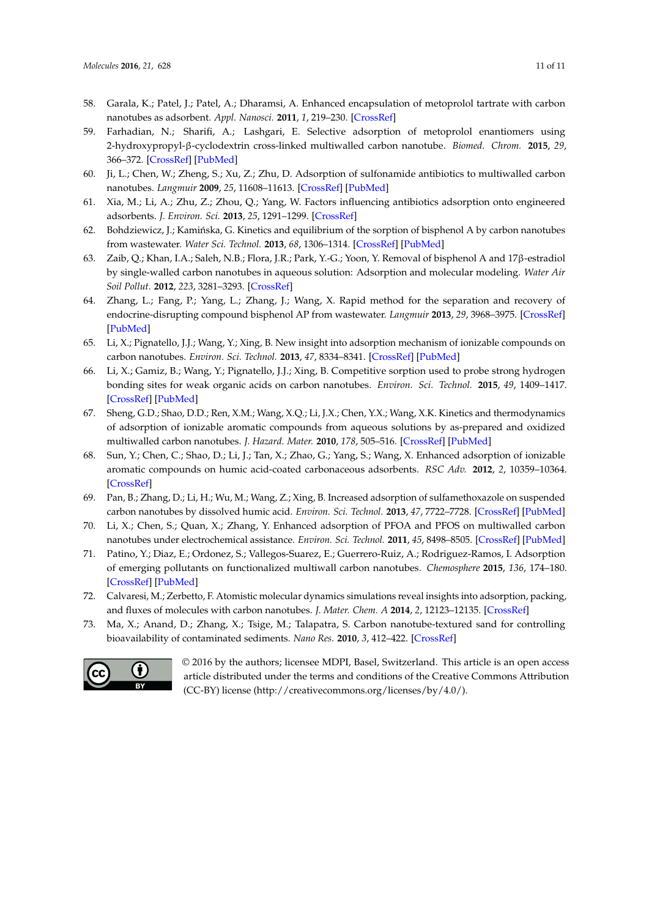58. Garala, K.; Patel, J.; Patel, A.; Dharamsi, A. Enhanced encapsulation of metoprolol tartrate with carbon nanotubes as adsorbent. *Appl. Nanosci.* **2011**, *1*, 219–230. [CrossRef]
59. Farhadian, N.; Sharifi, A.; Lashgari, E. Selective adsorption of metoprolol enantiomers using 2-hydroxypropyl-β-cyclodextrin cross-linked multiwalled carbon nanotube. *Biomed. Chrom.* **2015**, *29*, 366–372. [CrossRef] [PubMed]
60. Ji, L.; Chen, W.; Zheng, S.; Xu, Z.; Zhu, D. Adsorption of sulfonamide antibiotics to multiwalled carbon nanotubes. *Langmuir* **2009**, *25*, 11608–11613. [CrossRef] [PubMed]
61. Xia, M.; Li, A.; Zhu, Z.; Zhou, Q.; Yang, W. Factors influencing antibiotics adsorption onto engineered adsorbents. *J. Environ. Sci.* **2013**, *25*, 1291–1299. [CrossRef]
62. Bohdziewicz, J.; Kamińska, G. Kinetics and equilibrium of the sorption of bisphenol A by carbon nanotubes from wastewater. *Water Sci. Technol.* **2013**, *68*, 1306–1314. [CrossRef] [PubMed]
63. Zaib, Q.; Khan, I.A.; Saleh, N.B.; Flora, J.R.; Park, Y.-G.; Yoon, Y. Removal of bisphenol A and 17β-estradiol by single-walled carbon nanotubes in aqueous solution: Adsorption and molecular modeling. *Water Air Soil Pollut.* **2012**, *223*, 3281–3293. [CrossRef]
64. Zhang, L.; Fang, P.; Yang, L.; Zhang, J.; Wang, X. Rapid method for the separation and recovery of endocrine-disrupting compound bisphenol AP from wastewater. *Langmuir* **2013**, *29*, 3968–3975. [CrossRef] [PubMed]
65. Li, X.; Pignatello, J.J.; Wang, Y.; Xing, B. New insight into adsorption mechanism of ionizable compounds on carbon nanotubes. *Environ. Sci. Technol.* **2013**, *47*, 8334–8341. [CrossRef] [PubMed]
66. Li, X.; Gamiz, B.; Wang, Y.; Pignatello, J.J.; Xing, B. Competitive sorption used to probe strong hydrogen bonding sites for weak organic acids on carbon nanotubes. *Environ. Sci. Technol.* **2015**, *49*, 1409–1417. [CrossRef] [PubMed]
67. Sheng, G.D.; Shao, D.D.; Ren, X.M.; Wang, X.Q.; Li, J.X.; Chen, Y.X.; Wang, X.K. Kinetics and thermodynamics of adsorption of ionizable aromatic compounds from aqueous solutions by as-prepared and oxidized multiwalled carbon nanotubes. *J. Hazard. Mater.* **2010**, *178*, 505–516. [CrossRef] [PubMed]
68. Sun, Y.; Chen, C.; Shao, D.; Li, J.; Tan, X.; Zhao, G.; Yang, S.; Wang, X. Enhanced adsorption of ionizable aromatic compounds on humic acid-coated carbonaceous adsorbents. *RSC Adv.* **2012**, *2*, 10359–10364. [CrossRef]
69. Pan, B.; Zhang, D.; Li, H.; Wu, M.; Wang, Z.; Xing, B. Increased adsorption of sulfamethoxazole on suspended carbon nanotubes by dissolved humic acid. *Environ. Sci. Technol.* **2013**, *47*, 7722–7728. [CrossRef] [PubMed]
70. Li, X.; Chen, S.; Quan, X.; Zhang, Y. Enhanced adsorption of PFOA and PFOS on multiwalled carbon nanotubes under electrochemical assistance. *Environ. Sci. Technol.* **2011**, *45*, 8498–8505. [CrossRef] [PubMed]
71. Patino, Y.; Diaz, E.; Ordonez, S.; Vallegos-Suarez, E.; Guerrero-Ruiz, A.; Rodriguez-Ramos, I. Adsorption of emerging pollutants on functionalized multiwall carbon nanotubes. *Chemosphere* **2015**, *136*, 174–180. [CrossRef] [PubMed]
72. Calvaresi, M.; Zerbetto, F. Atomistic molecular dynamics simulations reveal insights into adsorption, packing, and fluxes of molecules with carbon nanotubes. *J. Mater. Chem. A* **2014**, *2*, 12123–12135. [CrossRef]
73. Ma, X.; Anand, D.; Zhang, X.; Tsige, M.; Talapatra, S. Carbon nanotube-textured sand for controlling bioavailability of contaminated sediments. *Nano Res.* **2010**, *3*, 412–422. [CrossRef]

© 2016 by the authors; licensee MDPI, Basel, Switzerland. This article is an open access article distributed under the terms and conditions of the Creative Commons Attribution (CC-BY) license (http://creativecommons.org/licenses/by/4.0/).